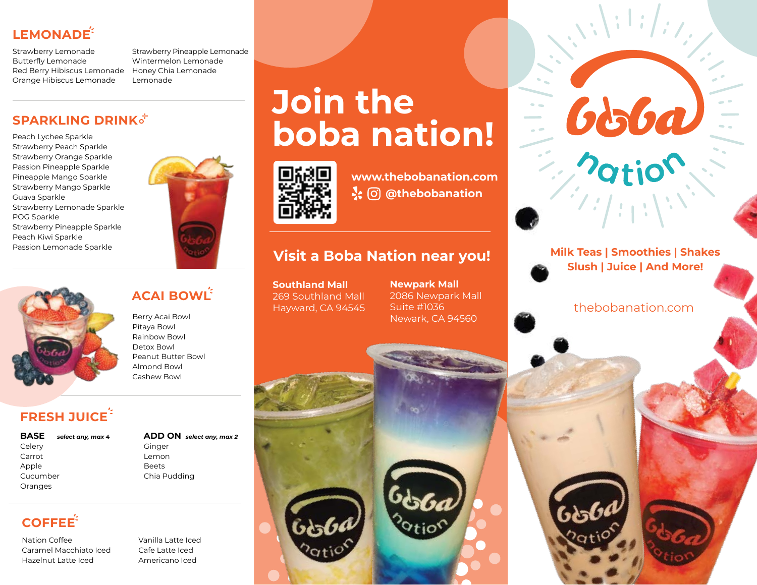## LEMONADE

- Strawberry Lemonade
- Butterfly Lemonade
- Red Berry Hibiscus Lemonade
- Orange Hibiscus Lemonade
- Strawberry Pineapple Lemonade
- Wintermelon Lemonade
- Honey Chia Lemonade
- Lemonade

## SPARKLING DRINK

- Peach Lychee Sparkle
- Strawberry Peach Sparkle
- Strawberry Orange Sparkle
- Passion Pineapple Sparkle
- Pineapple Mango Sparkle
- Strawberry Mango Sparkle
- Guava Sparkle
- Strawberry Lemonade Sparkle
- POG Sparkle
- Strawberry Pineapple Sparkle
- Peach Kiwi Sparkle
- Passion Lemonade Sparkle

## ACAI BOWL

- Berry Acai Bowl
- Pitaya Bowl
- Rainbow Bowl
- Detox Bowl
- Peanut Butter Bowl
- Almond Bowl
- Cashew Bowl

## FRESH JUICE

**BASE** *select any, max 4*

- Celery
- Carrot
- Apple
- Cucumber
- Oranges

**ADD ON** *select any, max 2*

- Ginger
- Lemon
- Beets
- Chia Pudding

## COFFEE

- Nation Coffee
- Caramel Macchiato Iced
- Hazelnut Latte Iced
- Vanilla Latte Iced
- Cafe Latte Iced
- Americano Iced

# Join the boba nation!

**www.thebobanation.com**

**@thebobanation**

## Visit a Boba Nation near you!

**Southland Mall**
269 Southland Mall
Hayward, CA 94545

**Newpark Mall**
2086 Newpark Mall
Suite #1036
Newark, CA 94560

# boba nation

**Milk Teas | Smoothies | Shakes**
**Slush | Juice | And More!**

thebobanation.com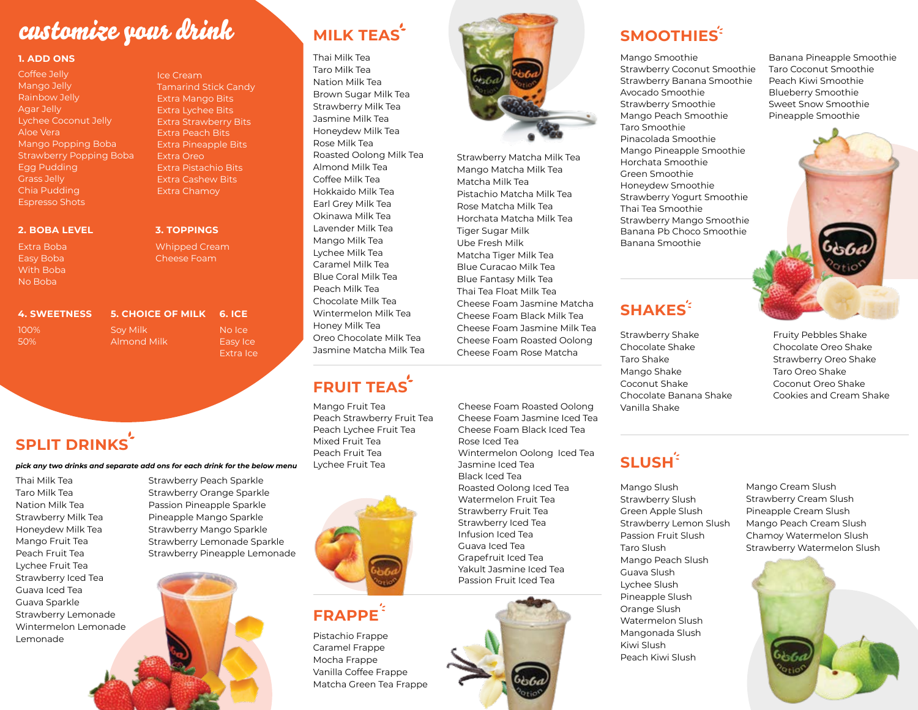# customize your drink

## 1. ADD ONS

- Coffee Jelly
- Mango Jelly
- Rainbow Jelly
- Agar Jelly
- Lychee Coconut Jelly
- Aloe Vera
- Mango Popping Boba
- Strawberry Popping Boba
- Egg Pudding
- Grass Jelly
- Chia Pudding
- Espresso Shots
- Ice Cream
- Tamarind Stick Candy
- Extra Mango Bits
- Extra Lychee Bits
- Extra Strawberry Bits
- Extra Peach Bits
- Extra Pineapple Bits
- Extra Pistachio Bits
- Extra Oreo
- Extra Cashew Bits
- Extra Chamoy

## 2. BOBA LEVEL

- Extra Boba
- Easy Boba
- With Boba
- No Boba

## 3. TOPPINGS

- Whipped Cream
- Cheese Foam

## 4. SWEETNESS

- 100%
- 50%

## 5. CHOICE OF MILK

- Soy Milk
- Almond Milk

## 6. ICE

- No Ice
- Easy Ice
- Extra Ice

## SPLIT DRINKS

***pick any two drinks and separate add ons for each drink for the below menu***

- Thai Milk Tea
- Taro Milk Tea
- Nation Milk Tea
- Strawberry Milk Tea
- Honeydew Milk Tea
- Mango Fruit Tea
- Peach Fruit Tea
- Lychee Fruit Tea
- Strawberry Iced Tea
- Guava Iced Tea
- Guava Sparkle
- Strawberry Lemonade
- Wintermelon Lemonade
- Lemonade
- Strawberry Peach Sparkle
- Strawberry Orange Sparkle
- Passion Pineapple Sparkle
- Pineapple Mango Sparkle
- Strawberry Mango Sparkle
- Strawberry Lemonade Sparkle
- Strawberry Pineapple Lemonade

## MILK TEAS

- Thai Milk Tea
- Taro Milk Tea
- Nation Milk Tea
- Brown Sugar Milk Tea
- Strawberry Milk Tea
- Jasmine Milk Tea
- Honeydew Milk Tea
- Rose Milk Tea
- Roasted Oolong Milk Tea
- Almond Milk Tea
- Coffee Milk Tea
- Hokkaido Milk Tea
- Earl Grey Milk Tea
- Okinawa Milk Tea
- Lavender Milk Tea
- Mango Milk Tea
- Lychee Milk Tea
- Caramel Milk Tea
- Blue Coral Milk Tea
- Peach Milk Tea
- Chocolate Milk Tea
- Wintermelon Milk Tea
- Honey Milk Tea
- Oreo Chocolate Milk Tea
- Jasmine Matcha Milk Tea
- Strawberry Matcha Milk Tea
- Mango Matcha Milk Tea
- Matcha Milk Tea
- Pistachio Matcha Milk Tea
- Rose Matcha Milk Tea
- Horchata Matcha Milk Tea
- Tiger Sugar Milk
- Ube Fresh Milk
- Matcha Tiger Milk Tea
- Blue Curacao Milk Tea
- Blue Fantasy Milk Tea
- Thai Tea Float Milk Tea
- Cheese Foam Jasmine Matcha
- Cheese Foam Black Milk Tea
- Cheese Foam Jasmine Milk Tea
- Cheese Foam Roasted Oolong
- Cheese Foam Rose Matcha

## FRUIT TEAS

- Mango Fruit Tea
- Peach Strawberry Fruit Tea
- Peach Lychee Fruit Tea
- Mixed Fruit Tea
- Peach Fruit Tea
- Lychee Fruit Tea
- Cheese Foam Roasted Oolong
- Cheese Foam Jasmine Iced Tea
- Cheese Foam Black Iced Tea
- Rose Iced Tea
- Wintermelon Oolong Iced Tea
- Jasmine Iced Tea
- Black Iced Tea
- Roasted Oolong Iced Tea
- Watermelon Fruit Tea
- Strawberry Fruit Tea
- Strawberry Iced Tea
- Infusion Iced Tea
- Guava Iced Tea
- Grapefruit Iced Tea
- Yakult Jasmine Iced Tea
- Passion Fruit Iced Tea

## FRAPPE

- Pistachio Frappe
- Caramel Frappe
- Mocha Frappe
- Vanilla Coffee Frappe
- Matcha Green Tea Frappe

## SMOOTHIES

- Mango Smoothie
- Strawberry Coconut Smoothie
- Strawberry Banana Smoothie
- Avocado Smoothie
- Strawberry Smoothie
- Mango Peach Smoothie
- Taro Smoothie
- Pinacolada Smoothie
- Mango Pineapple Smoothie
- Horchata Smoothie
- Green Smoothie
- Honeydew Smoothie
- Strawberry Yogurt Smoothie
- Thai Tea Smoothie
- Strawberry Mango Smoothie
- Banana Pb Choco Smoothie
- Banana Smoothie
- Banana Pineapple Smoothie
- Taro Coconut Smoothie
- Peach Kiwi Smoothie
- Blueberry Smoothie
- Sweet Snow Smoothie
- Pineapple Smoothie

## SHAKES

- Strawberry Shake
- Chocolate Shake
- Taro Shake
- Mango Shake
- Coconut Shake
- Chocolate Banana Shake
- Vanilla Shake
- Fruity Pebbles Shake
- Chocolate Oreo Shake
- Strawberry Oreo Shake
- Taro Oreo Shake
- Coconut Oreo Shake
- Cookies and Cream Shake

## SLUSH

- Mango Slush
- Strawberry Slush
- Green Apple Slush
- Strawberry Lemon Slush
- Passion Fruit Slush
- Taro Slush
- Mango Peach Slush
- Guava Slush
- Lychee Slush
- Pineapple Slush
- Orange Slush
- Watermelon Slush
- Mangonada Slush
- Kiwi Slush
- Peach Kiwi Slush
- Mango Cream Slush
- Strawberry Cream Slush
- Pineapple Cream Slush
- Mango Peach Cream Slush
- Chamoy Watermelon Slush
- Strawberry Watermelon Slush